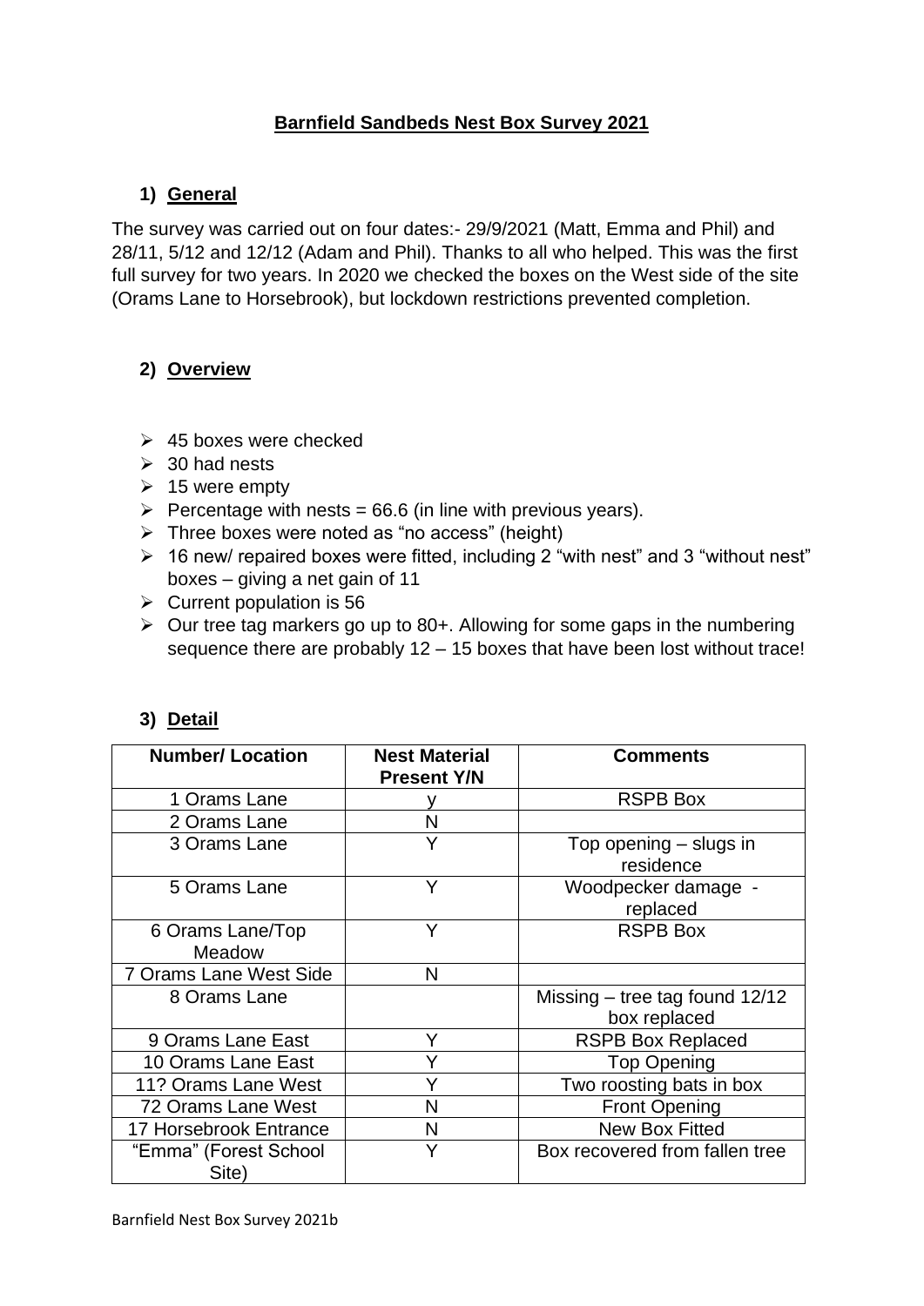# Barnfield Sandbeds Nest Box Survey 2021

## 1) General

The survey was carried out on four dates:- 29/9/2021 (Matt, Emma and Phil) and 28/11, 5/12 and 12/12 (Adam and Phil). Thanks to all who helped. This was the first full survey for two years. In 2020 we checked the boxes on the West side of the site (Orams Lane to Horsebrook), but lockdown restrictions prevented completion.

## 2) Overview

- 45 boxes were checked
- 30 had nests
- 15 were empty
- Percentage with nests = 66.6 (in line with previous years).
- Three boxes were noted as "no access" (height)
- 16 new/ repaired boxes were fitted, including 2 "with nest" and 3 "without nest" boxes – giving a net gain of 11
- Current population is 56
- Our tree tag markers go up to 80+. Allowing for some gaps in the numbering sequence there are probably 12 – 15 boxes that have been lost without trace!

## 3) Detail

| Number/ Location | Nest Material Present Y/N | Comments |
|---|---|---|
| 1 Orams Lane | y | RSPB Box |
| 2 Orams Lane | N | |
| 3 Orams Lane | Y | Top opening – slugs in residence |
| 5 Orams Lane | Y | Woodpecker damage - replaced |
| 6 Orams Lane/Top Meadow | Y | RSPB Box |
| 7 Orams Lane West Side | N | |
| 8 Orams Lane | | Missing – tree tag found 12/12 box replaced |
| 9 Orams Lane East | Y | RSPB Box Replaced |
| 10 Orams Lane East | Y | Top Opening |
| 11? Orams Lane West | Y | Two roosting bats in box |
| 72 Orams Lane West | N | Front Opening |
| 17 Horsebrook Entrance | N | New Box Fitted |
| "Emma" (Forest School Site) | Y | Box recovered from fallen tree |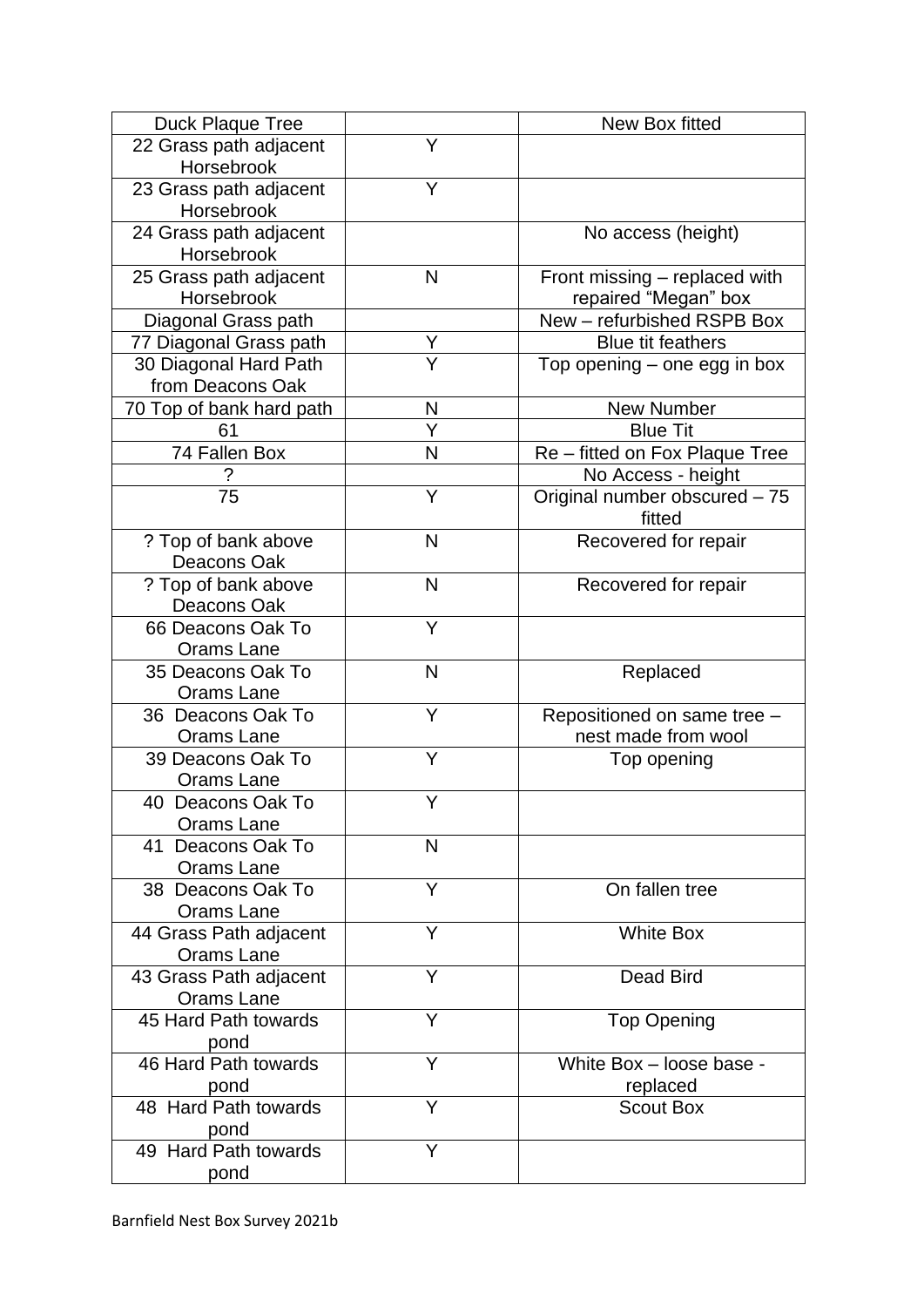| | | |
|---|---|---|
| Duck Plaque Tree | | New Box fitted |
| 22 Grass path adjacent Horsebrook | Y | |
| 23 Grass path adjacent Horsebrook | Y | |
| 24 Grass path adjacent Horsebrook | | No access (height) |
| 25 Grass path adjacent Horsebrook | N | Front missing – replaced with repaired “Megan” box |
| Diagonal Grass path | | New – refurbished RSPB Box |
| 77 Diagonal Grass path | Y | Blue tit feathers |
| 30 Diagonal Hard Path from Deacons Oak | Y | Top opening – one egg in box |
| 70 Top of bank hard path | N | New Number |
| 61 | Y | Blue Tit |
| 74 Fallen Box | N | Re – fitted on Fox Plaque Tree |
| ? | | No Access - height |
| 75 | Y | Original number obscured – 75 fitted |
| ? Top of bank above Deacons Oak | N | Recovered for repair |
| ? Top of bank above Deacons Oak | N | Recovered for repair |
| 66 Deacons Oak To Orams Lane | Y | |
| 35 Deacons Oak To Orams Lane | N | Replaced |
| 36 Deacons Oak To Orams Lane | Y | Repositioned on same tree – nest made from wool |
| 39 Deacons Oak To Orams Lane | Y | Top opening |
| 40 Deacons Oak To Orams Lane | Y | |
| 41 Deacons Oak To Orams Lane | N | |
| 38 Deacons Oak To Orams Lane | Y | On fallen tree |
| 44 Grass Path adjacent Orams Lane | Y | White Box |
| 43 Grass Path adjacent Orams Lane | Y | Dead Bird |
| 45 Hard Path towards pond | Y | Top Opening |
| 46 Hard Path towards pond | Y | White Box – loose base - replaced |
| 48 Hard Path towards pond | Y | Scout Box |
| 49 Hard Path towards pond | Y | |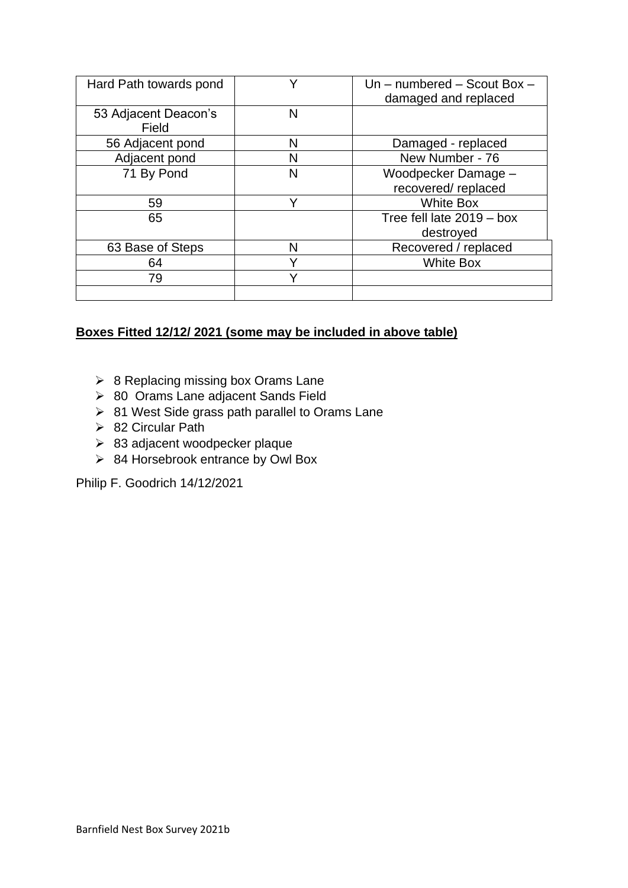| | | |
|---|---|---|
| Hard Path towards pond | Y | Un – numbered – Scout Box – damaged and replaced |
| 53 Adjacent Deacon's Field | N | |
| 56 Adjacent pond | N | Damaged - replaced |
| Adjacent pond | N | New Number - 76 |
| 71 By Pond | N | Woodpecker Damage – recovered/ replaced |
| 59 | Y | White Box |
| 65 | | Tree fell late 2019 – box destroyed |
| 63 Base of Steps | N | Recovered / replaced |
| 64 | Y | White Box |
| 79 | Y | |
| | | |

**Boxes Fitted 12/12/ 2021 (some may be included in above table)**

- 8 Replacing missing box Orams Lane
- 80 Orams Lane adjacent Sands Field
- 81 West Side grass path parallel to Orams Lane
- 82 Circular Path
- 83 adjacent woodpecker plaque
- 84 Horsebrook entrance by Owl Box

Philip F. Goodrich 14/12/2021